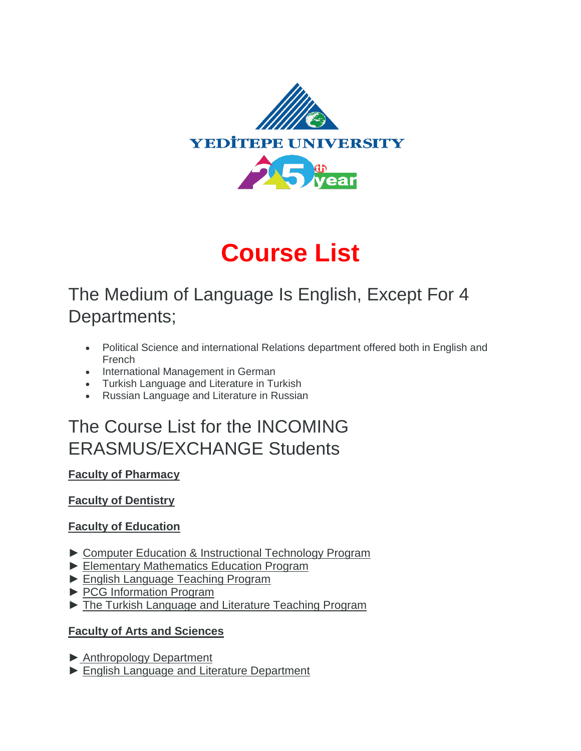YEDİTEPE UNIVERSITY

25th year

# Course List

## The Medium of Language Is English, Except For 4 Departments;

- Political Science and international Relations department offered both in English and French
- International Management in German
- Turkish Language and Literature in Turkish
- Russian Language and Literature in Russian

## The Course List for the INCOMING ERASMUS/EXCHANGE Students

**Faculty of Pharmacy**

**Faculty of Dentistry**

**Faculty of Education**

► Computer Education & Instructional Technology Program
► Elementary Mathematics Education Program
► English Language Teaching Program
► PCG Information Program
► The Turkish Language and Literature Teaching Program

**Faculty of Arts and Sciences**

► Anthropology Department
► English Language and Literature Department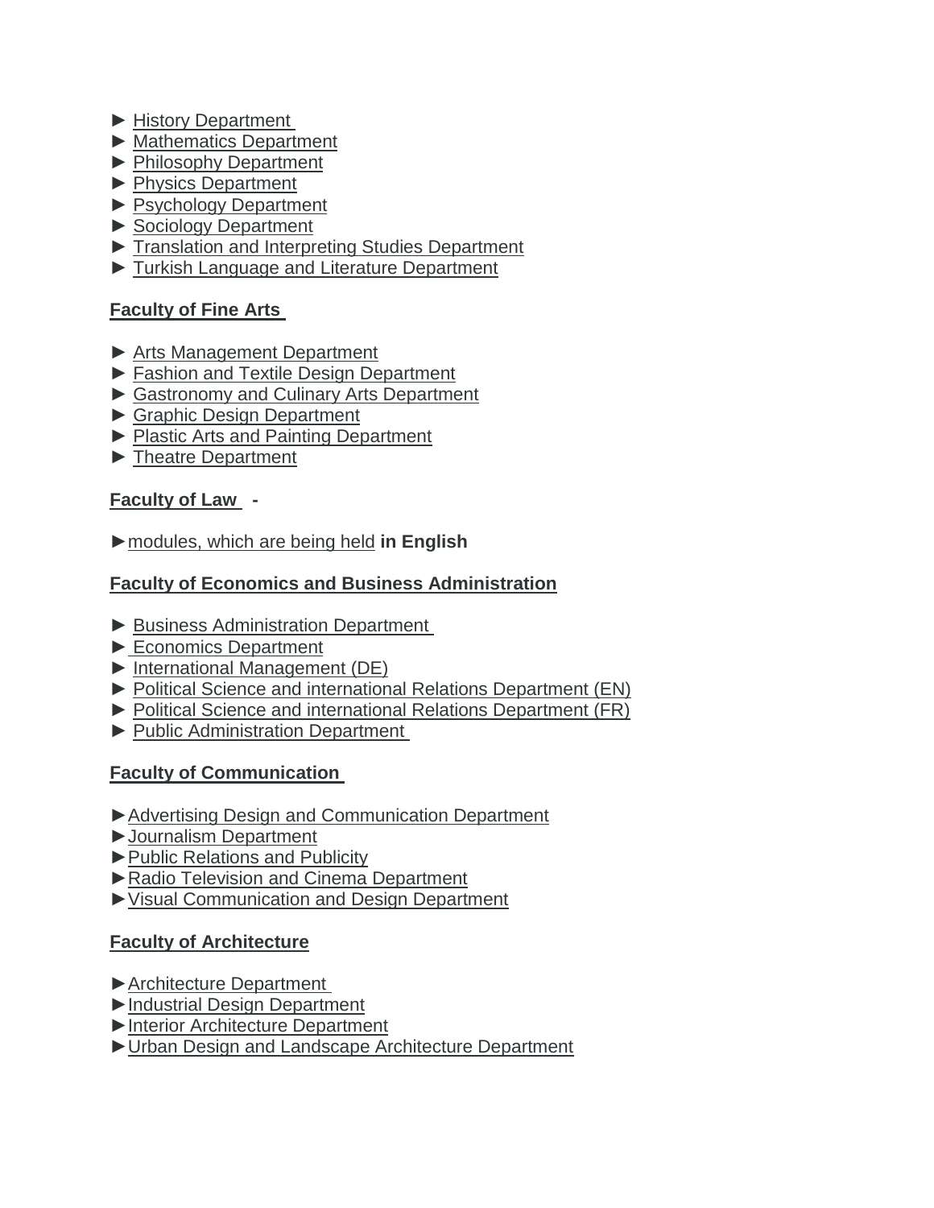► History Department
► Mathematics Department
► Philosophy Department
► Physics Department
► Psychology Department
► Sociology Department
► Translation and Interpreting Studies Department
► Turkish Language and Literature Department

**Faculty of Fine Arts**

► Arts Management Department
► Fashion and Textile Design Department
► Gastronomy and Culinary Arts Department
► Graphic Design Department
► Plastic Arts and Painting Department
► Theatre Department

**Faculty of Law -**

►modules, which are being held **in English**

**Faculty of Economics and Business Administration**

► Business Administration Department
► Economics Department
► International Management (DE)
► Political Science and international Relations Department (EN)
► Political Science and international Relations Department (FR)
► Public Administration Department

**Faculty of Communication**

►Advertising Design and Communication Department
►Journalism Department
►Public Relations and Publicity
►Radio Television and Cinema Department
►Visual Communication and Design Department

**Faculty of Architecture**

►Architecture Department
►Industrial Design Department
►Interior Architecture Department
►Urban Design and Landscape Architecture Department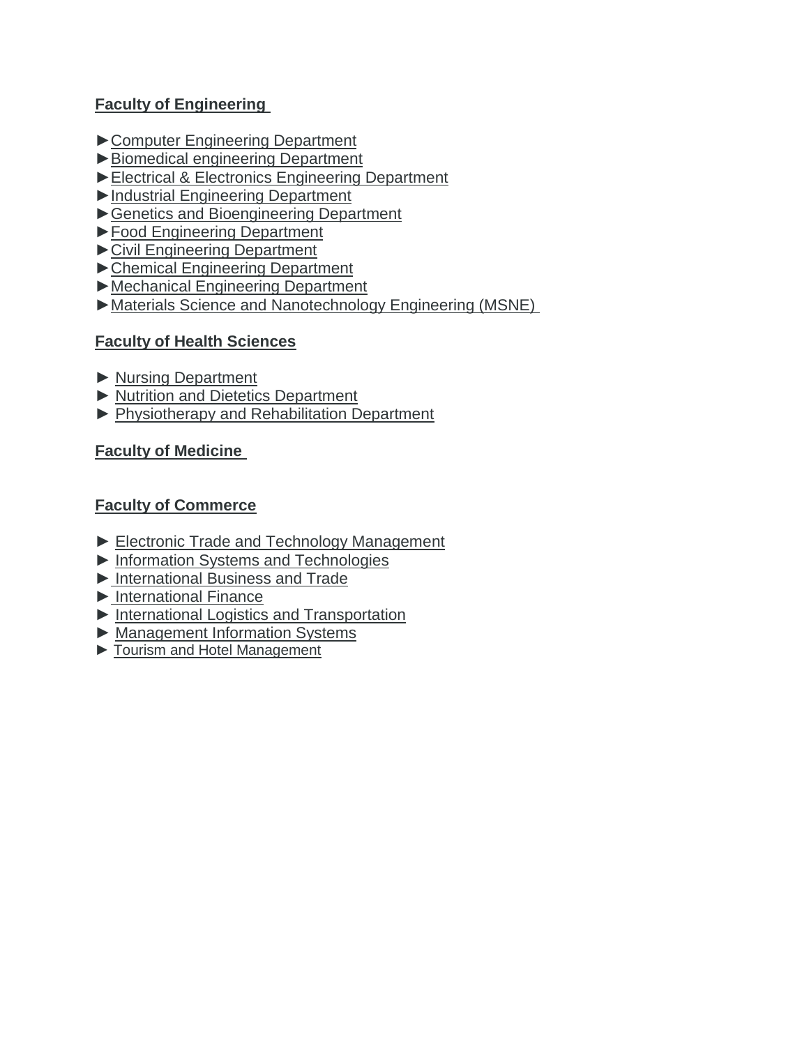**Faculty of Engineering**

- ►Computer Engineering Department
- ►Biomedical engineering Department
- ►Electrical & Electronics Engineering Department
- ►Industrial Engineering Department
- ►Genetics and Bioengineering Department
- ►Food Engineering Department
- ►Civil Engineering Department
- ►Chemical Engineering Department
- ►Mechanical Engineering Department
- ►Materials Science and Nanotechnology Engineering (MSNE)

**Faculty of Health Sciences**

- ► Nursing Department
- ► Nutrition and Dietetics Department
- ► Physiotherapy and Rehabilitation Department

**Faculty of Medicine**

**Faculty of Commerce**

- ► Electronic Trade and Technology Management
- ► Information Systems and Technologies
- ► International Business and Trade
- ► International Finance
- ► International Logistics and Transportation
- ► Management Information Systems
- ► Tourism and Hotel Management